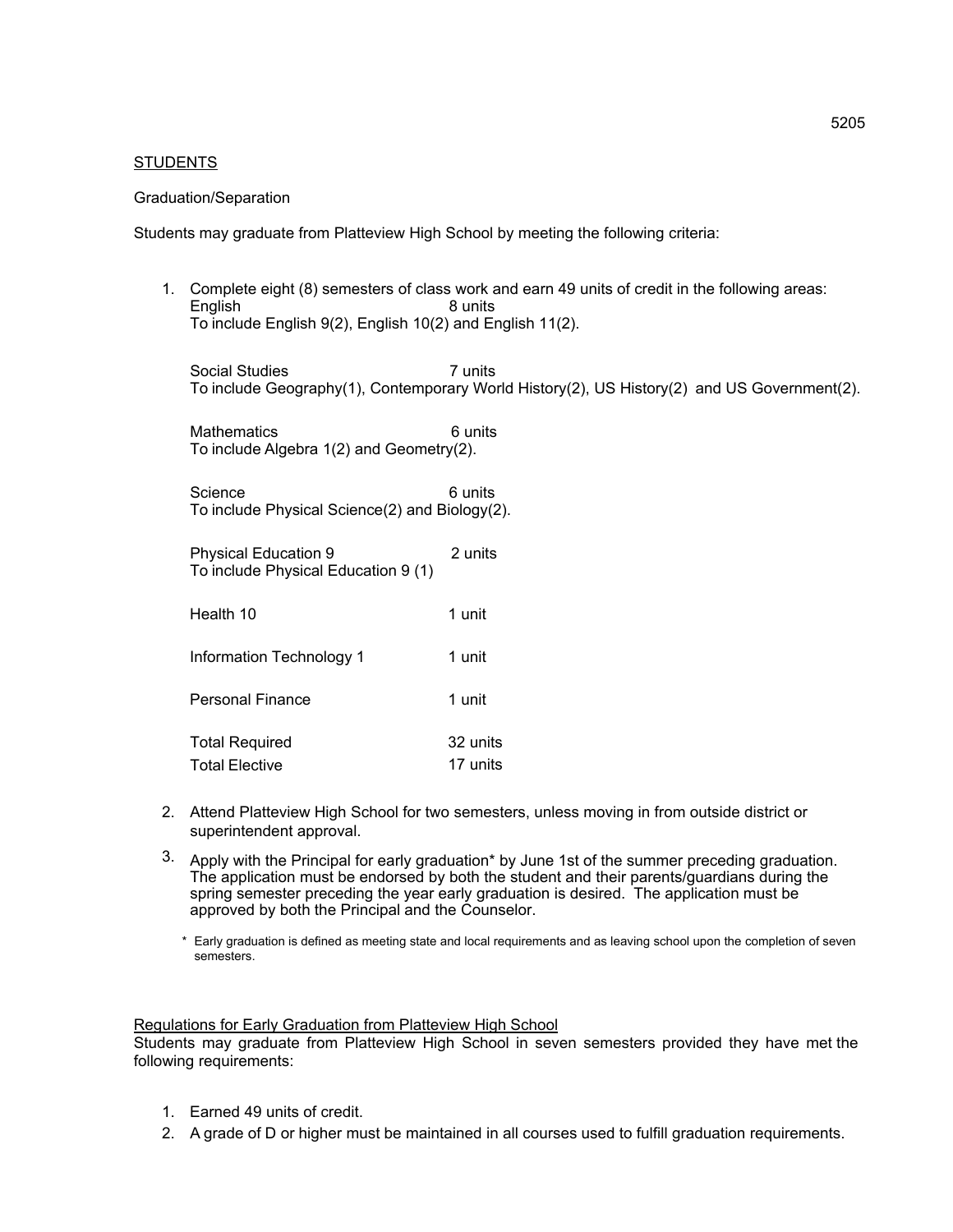5205

STUDENTS

Graduation/Separation

Students may graduate from Platteview High School by meeting the following criteria:

1. Complete eight (8) semesters of class work and earn 49 units of credit in the following areas:

   English 8 units
   To include English 9(2), English 10(2) and English 11(2).

   Social Studies 7 units
   To include Geography(1), Contemporary World History(2), US History(2) and US Government(2).

   Mathematics 6 units
   To include Algebra 1(2) and Geometry(2).

   Science 6 units
   To include Physical Science(2) and Biology(2).

   Physical Education 9 2 units
   To include Physical Education 9 (1)

   Health 10 1 unit

   Information Technology 1 1 unit

   Personal Finance 1 unit

   Total Required 32 units
   Total Elective 17 units

2. Attend Platteview High School for two semesters, unless moving in from outside district or superintendent approval.
3. Apply with the Principal for early graduation* by June 1st of the summer preceding graduation. The application must be endorsed by both the student and their parents/guardians during the spring semester preceding the year early graduation is desired. The application must be approved by both the Principal and the Counselor.

   \* Early graduation is defined as meeting state and local requirements and as leaving school upon the completion of seven semesters.

Regulations for Early Graduation from Platteview High School

Students may graduate from Platteview High School in seven semesters provided they have met the following requirements:

1. Earned 49 units of credit.
2. A grade of D or higher must be maintained in all courses used to fulfill graduation requirements.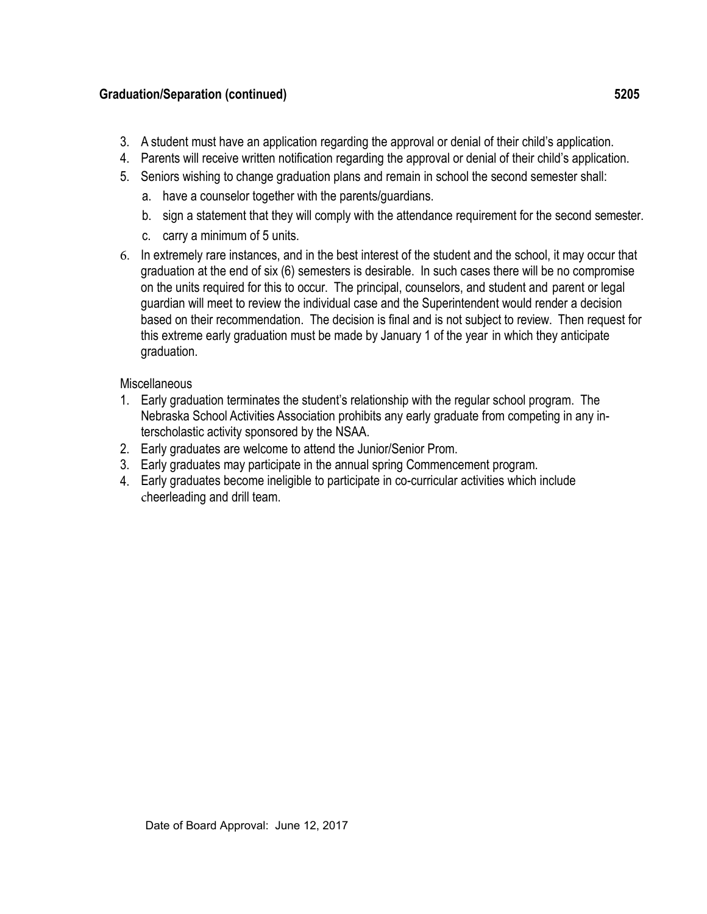3. A student must have an application regarding the approval or denial of their child's application.
4. Parents will receive written notification regarding the approval or denial of their child's application.
5. Seniors wishing to change graduation plans and remain in school the second semester shall:
   a. have a counselor together with the parents/guardians.
   b. sign a statement that they will comply with the attendance requirement for the second semester.
   c. carry a minimum of 5 units.
6. In extremely rare instances, and in the best interest of the student and the school, it may occur that graduation at the end of six (6) semesters is desirable. In such cases there will be no compromise on the units required for this to occur. The principal, counselors, and student and parent or legal guardian will meet to review the individual case and the Superintendent would render a decision based on their recommendation. The decision is final and is not subject to review. Then request for this extreme early graduation must be made by January 1 of the year in which they anticipate graduation.

Miscellaneous

1. Early graduation terminates the student's relationship with the regular school program. The Nebraska School Activities Association prohibits any early graduate from competing in any interscholastic activity sponsored by the NSAA.
2. Early graduates are welcome to attend the Junior/Senior Prom.
3. Early graduates may participate in the annual spring Commencement program.
4. Early graduates become ineligible to participate in co-curricular activities which include cheerleading and drill team.

Date of Board Approval: June 12, 2017